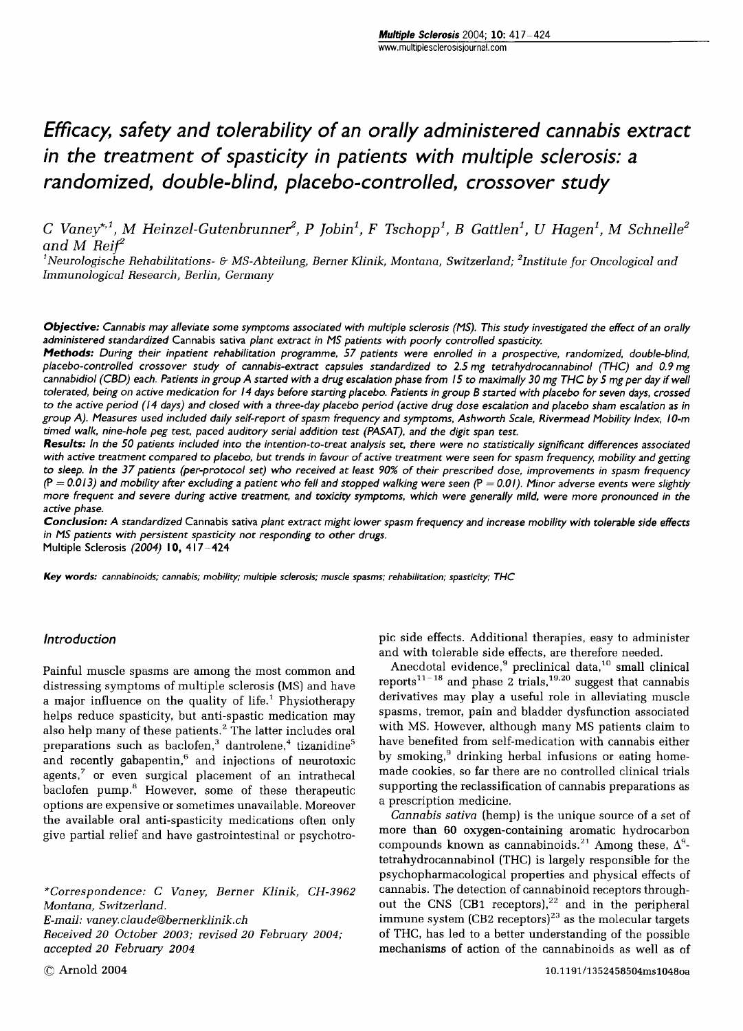# Efficacy, safety and tolerability of an orally administered cannabis extract in the treatment of spasticity in patients with multiple sclerosis: a randomized, double-blind, placebo-controlled, crossover study

C Vaney*[,1], M Heinzel-Gutenbrunner[2], P Jobin[1], F Tschopp[1], B Gattlen[1], U Hagen[1], M Schnelle[2] and M Reif[2]

[1]Neurologische Rehabilitations- & MS-Abteilung, Berner Klinik, Montana, Switzerland; [2]Institute for Oncological and Immunological Research, Berlin, Germany

***Objective:*** *Cannabis may alleviate some symptoms associated with multiple sclerosis (MS). This study investigated the effect of an orally administered standardized* Cannabis sativa *plant extract in MS patients with poorly controlled spasticity.*

***Methods:*** *During their inpatient rehabilitation programme, 57 patients were enrolled in a prospective, randomized, double-blind, placebo-controlled crossover study of cannabis-extract capsules standardized to 2.5 mg tetrahydrocannabinol (THC) and 0.9 mg cannabidiol (CBD) each. Patients in group A started with a drug escalation phase from 15 to maximally 30 mg THC by 5 mg per day if well tolerated, being on active medication for 14 days before starting placebo. Patients in group B started with placebo for seven days, crossed to the active period (14 days) and closed with a three-day placebo period (active drug dose escalation and placebo sham escalation as in group A). Measures used included daily self-report of spasm frequency and symptoms, Ashworth Scale, Rivermead Mobility Index, 10-m timed walk, nine-hole peg test, paced auditory serial addition test (PASAT), and the digit span test.*

***Results:*** *In the 50 patients included into the intention-to-treat analysis set, there were no statistically significant differences associated with active treatment compared to placebo, but trends in favour of active treatment were seen for spasm frequency, mobility and getting to sleep. In the 37 patients (per-protocol set) who received at least 90% of their prescribed dose, improvements in spasm frequency ($P = 0.013$) and mobility after excluding a patient who fell and stopped walking were seen ($P = 0.01$). Minor adverse events were slightly more frequent and severe during active treatment, and toxicity symptoms, which were generally mild, were more pronounced in the active phase.*

***Conclusion:*** *A standardized* Cannabis sativa *plant extract might lower spasm frequency and increase mobility with tolerable side effects in MS patients with persistent spasticity not responding to other drugs.*

Multiple Sclerosis (2004) **10,** 417–424

**Key words:** *cannabinoids; cannabis; mobility; multiple sclerosis; muscle spasms; rehabilitation; spasticity; THC*

## *Introduction*

Painful muscle spasms are among the most common and distressing symptoms of multiple sclerosis (MS) and have a major influence on the quality of life.[1] Physiotherapy helps reduce spasticity, but anti-spastic medication may also help many of these patients.[2] The latter includes oral preparations such as baclofen,[3] dantrolene,[4] tizanidine[5] and recently gabapentin,[6] and injections of neurotoxic agents,[7] or even surgical placement of an intrathecal baclofen pump.[8] However, some of these therapeutic options are expensive or sometimes unavailable. Moreover the available oral anti-spasticity medications often only give partial relief and have gastrointestinal or psychotropic side effects. Additional therapies, easy to administer and with tolerable side effects, are therefore needed.

Anecdotal evidence,[9] preclinical data,[10] small clinical reports[11–18] and phase 2 trials,[19,20] suggest that cannabis derivatives may play a useful role in alleviating muscle spasms, tremor, pain and bladder dysfunction associated with MS. However, although many MS patients claim to have benefited from self-medication with cannabis either by smoking,[9] drinking herbal infusions or eating homemade cookies, so far there are no controlled clinical trials supporting the reclassification of cannabis preparations as a prescription medicine.

*Cannabis sativa* (hemp) is the unique source of a set of more than 60 oxygen-containing aromatic hydrocarbon compounds known as cannabinoids.[21] Among these, $\Delta^9$-tetrahydrocannabinol (THC) is largely responsible for the psychopharmacological properties and physical effects of cannabis. The detection of cannabinoid receptors throughout the CNS (CB1 receptors),[22] and in the peripheral immune system (CB2 receptors)[23] as the molecular targets of THC, has led to a better understanding of the possible mechanisms of action of the cannabinoids as well as of

*Correspondence: C Vaney, Berner Klinik, CH-3962 Montana, Switzerland.
E-mail: vaney.claude@bernerklinik.ch
Received 20 October 2003; revised 20 February 2004; accepted 20 February 2004

© Arnold 2004

10.1191/1352458504ms1048oa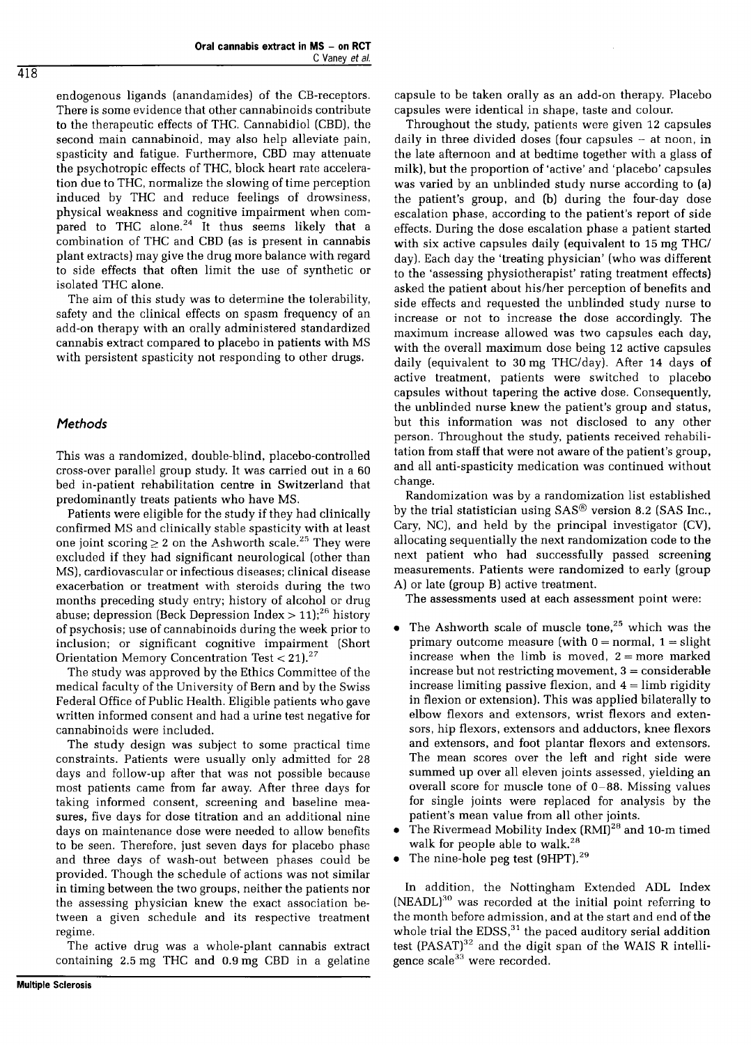endogenous ligands (anandamides) of the CB-receptors. There is some evidence that other cannabinoids contribute to the therapeutic effects of THC. Cannabidiol (CBD), the second main cannabinoid, may also help alleviate pain, spasticity and fatigue. Furthermore, CBD may attenuate the psychotropic effects of THC, block heart rate acceleration due to THC, normalize the slowing of time perception induced by THC and reduce feelings of drowsiness, physical weakness and cognitive impairment when compared to THC alone.[24] It thus seems likely that a combination of THC and CBD (as is present in cannabis plant extracts) may give the drug more balance with regard to side effects that often limit the use of synthetic or isolated THC alone.

The aim of this study was to determine the tolerability, safety and the clinical effects on spasm frequency of an add-on therapy with an orally administered standardized cannabis extract compared to placebo in patients with MS with persistent spasticity not responding to other drugs.

## Methods

This was a randomized, double-blind, placebo-controlled cross-over parallel group study. It was carried out in a 60 bed in-patient rehabilitation centre in Switzerland that predominantly treats patients who have MS.

Patients were eligible for the study if they had clinically confirmed MS and clinically stable spasticity with at least one joint scoring ≥ 2 on the Ashworth scale.[25] They were excluded if they had significant neurological (other than MS), cardiovascular or infectious diseases; clinical disease exacerbation or treatment with steroids during the two months preceding study entry; history of alcohol or drug abuse; depression (Beck Depression Index > 11);[26] history of psychosis; use of cannabinoids during the week prior to inclusion; or significant cognitive impairment (Short Orientation Memory Concentration Test < 21).[27]

The study was approved by the Ethics Committee of the medical faculty of the University of Bern and by the Swiss Federal Office of Public Health. Eligible patients who gave written informed consent and had a urine test negative for cannabinoids were included.

The study design was subject to some practical time constraints. Patients were usually only admitted for 28 days and follow-up after that was not possible because most patients came from far away. After three days for taking informed consent, screening and baseline measures, five days for dose titration and an additional nine days on maintenance dose were needed to allow benefits to be seen. Therefore, just seven days for placebo phase and three days of wash-out between phases could be provided. Though the schedule of actions was not similar in timing between the two groups, neither the patients nor the assessing physician knew the exact association between a given schedule and its respective treatment regime.

The active drug was a whole-plant cannabis extract containing 2.5 mg THC and 0.9 mg CBD in a gelatine capsule to be taken orally as an add-on therapy. Placebo capsules were identical in shape, taste and colour.

Throughout the study, patients were given 12 capsules daily in three divided doses (four capsules – at noon, in the late afternoon and at bedtime together with a glass of milk), but the proportion of 'active' and 'placebo' capsules was varied by an unblinded study nurse according to (a) the patient's group, and (b) during the four-day dose escalation phase, according to the patient's report of side effects. During the dose escalation phase a patient started with six active capsules daily (equivalent to 15 mg THC/day). Each day the 'treating physician' (who was different to the 'assessing physiotherapist' rating treatment effects) asked the patient about his/her perception of benefits and side effects and requested the unblinded study nurse to increase or not to increase the dose accordingly. The maximum increase allowed was two capsules each day, with the overall maximum dose being 12 active capsules daily (equivalent to 30 mg THC/day). After 14 days of active treatment, patients were switched to placebo capsules without tapering the active dose. Consequently, the unblinded nurse knew the patient's group and status, but this information was not disclosed to any other person. Throughout the study, patients received rehabilitation from staff that were not aware of the patient's group, and all anti-spasticity medication was continued without change.

Randomization was by a randomization list established by the trial statistician using SAS® version 8.2 (SAS Inc., Cary, NC), and held by the principal investigator (CV), allocating sequentially the next randomization code to the next patient who had successfully passed screening measurements. Patients were randomized to early (group A) or late (group B) active treatment.

The assessments used at each assessment point were:

- The Ashworth scale of muscle tone,[25] which was the primary outcome measure (with 0 = normal, 1 = slight increase when the limb is moved, 2 = more marked increase but not restricting movement, 3 = considerable increase limiting passive flexion, and 4 = limb rigidity in flexion or extension). This was applied bilaterally to elbow flexors and extensors, wrist flexors and extensors, hip flexors, extensors and adductors, knee flexors and extensors, and foot plantar flexors and extensors. The mean scores over the left and right side were summed up over all eleven joints assessed, yielding an overall score for muscle tone of 0–88. Missing values for single joints were replaced for analysis by the patient's mean value from all other joints.
- The Rivermead Mobility Index (RMI)[28] and 10-m timed walk for people able to walk.[28]
- The nine-hole peg test (9HPT).[29]

In addition, the Nottingham Extended ADL Index (NEADL)[30] was recorded at the initial point referring to the month before admission, and at the start and end of the whole trial the EDSS,[31] the paced auditory serial addition test (PASAT)[32] and the digit span of the WAIS R intelligence scale[33] were recorded.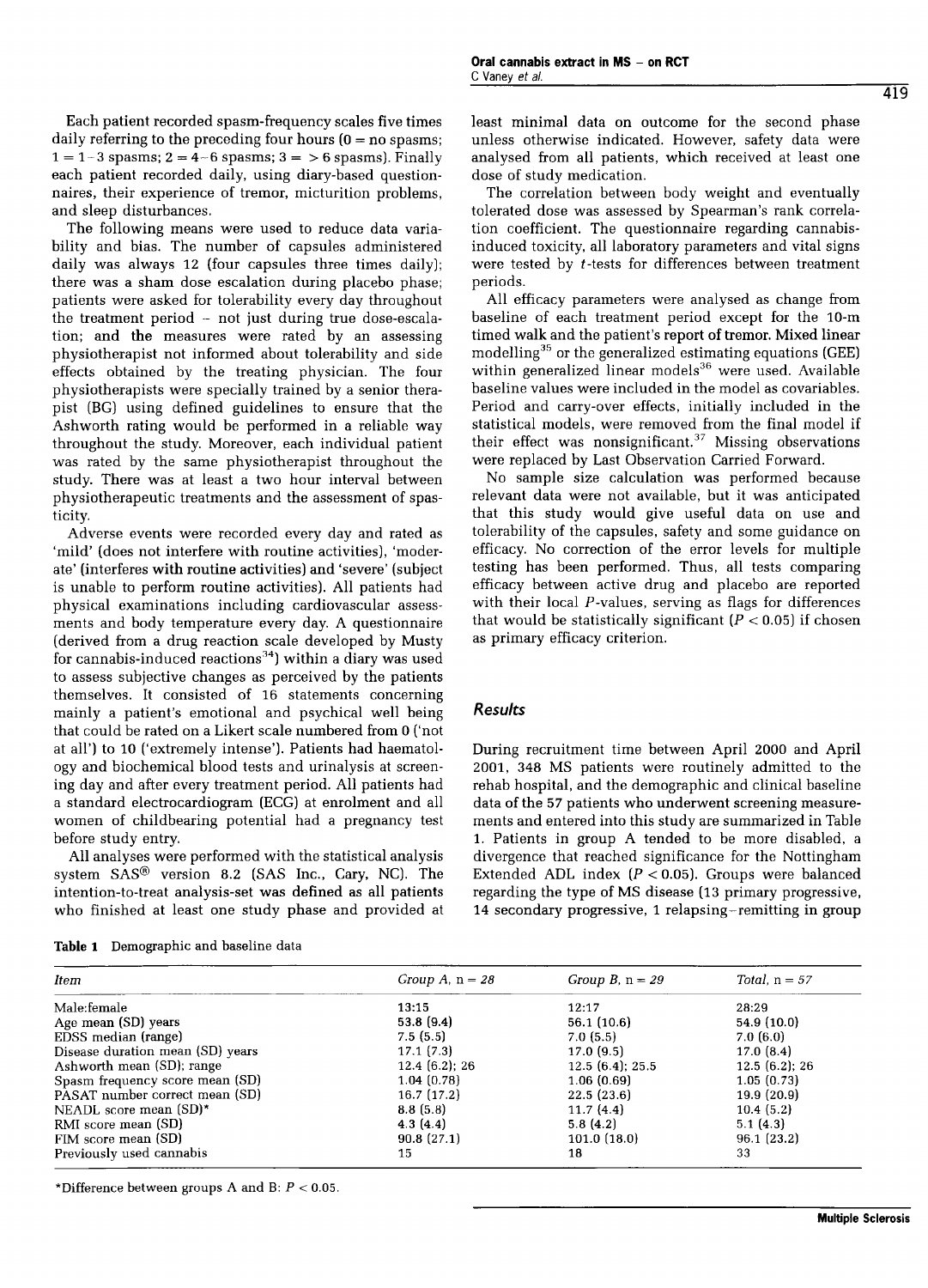Each patient recorded spasm-frequency scales five times daily referring to the preceding four hours (0 = no spasms; 1 = 1–3 spasms; 2 = 4–6 spasms; 3 = > 6 spasms). Finally each patient recorded daily, using diary-based questionnaires, their experience of tremor, micturition problems, and sleep disturbances.

The following means were used to reduce data variability and bias. The number of capsules administered daily was always 12 (four capsules three times daily); there was a sham dose escalation during placebo phase; patients were asked for tolerability every day throughout the treatment period – not just during true dose-escalation; and the measures were rated by an assessing physiotherapist not informed about tolerability and side effects obtained by the treating physician. The four physiotherapists were specially trained by a senior therapist (BG) using defined guidelines to ensure that the Ashworth rating would be performed in a reliable way throughout the study. Moreover, each individual patient was rated by the same physiotherapist throughout the study. There was at least a two hour interval between physiotherapeutic treatments and the assessment of spasticity.

Adverse events were recorded every day and rated as 'mild' (does not interfere with routine activities), 'moderate' (interferes with routine activities) and 'severe' (subject is unable to perform routine activities). All patients had physical examinations including cardiovascular assessments and body temperature every day. A questionnaire (derived from a drug reaction scale developed by Musty for cannabis-induced reactions[34]) within a diary was used to assess subjective changes as perceived by the patients themselves. It consisted of 16 statements concerning mainly a patient's emotional and psychical well being that could be rated on a Likert scale numbered from 0 ('not at all') to 10 ('extremely intense'). Patients had haematology and biochemical blood tests and urinalysis at screening day and after every treatment period. All patients had a standard electrocardiogram (ECG) at enrolment and all women of childbearing potential had a pregnancy test before study entry.

All analyses were performed with the statistical analysis system SAS® version 8.2 (SAS Inc., Cary, NC). The intention-to-treat analysis-set was defined as all patients who finished at least one study phase and provided at least minimal data on outcome for the second phase unless otherwise indicated. However, safety data were analysed from all patients, which received at least one dose of study medication.

The correlation between body weight and eventually tolerated dose was assessed by Spearman's rank correlation coefficient. The questionnaire regarding cannabis-induced toxicity, all laboratory parameters and vital signs were tested by $t$-tests for differences between treatment periods.

All efficacy parameters were analysed as change from baseline of each treatment period except for the 10-m timed walk and the patient's report of tremor. Mixed linear modelling[35] or the generalized estimating equations (GEE) within generalized linear models[36] were used. Available baseline values were included in the model as covariables. Period and carry-over effects, initially included in the statistical models, were removed from the final model if their effect was nonsignificant.[37] Missing observations were replaced by Last Observation Carried Forward.

No sample size calculation was performed because relevant data were not available, but it was anticipated that this study would give useful data on use and tolerability of the capsules, safety and some guidance on efficacy. No correction of the error levels for multiple testing has been performed. Thus, all tests comparing efficacy between active drug and placebo are reported with their local $P$-values, serving as flags for differences that would be statistically significant ($P < 0.05$) if chosen as primary efficacy criterion.

## Results

During recruitment time between April 2000 and April 2001, 348 MS patients were routinely admitted to the rehab hospital, and the demographic and clinical baseline data of the 57 patients who underwent screening measurements and entered into this study are summarized in Table 1. Patients in group A tended to be more disabled, a divergence that reached significance for the Nottingham Extended ADL index ($P < 0.05$). Groups were balanced regarding the type of MS disease (13 primary progressive, 14 secondary progressive, 1 relapsing–remitting in group

**Table 1** Demographic and baseline data

| *Item* | *Group A, n = 28* | *Group B, n = 29* | *Total, n = 57* |
|---|---|---|---|
| Male:female | 13:15 | 12:17 | 28:29 |
| Age mean (SD) years | 53.8 (9.4) | 56.1 (10.6) | 54.9 (10.0) |
| EDSS median (range) | 7.5 (5.5) | 7.0 (5.5) | 7.0 (6.0) |
| Disease duration mean (SD) years | 17.1 (7.3) | 17.0 (9.5) | 17.0 (8.4) |
| Ashworth mean (SD); range | 12.4 (6.2); 26 | 12.5 (6.4); 25.5 | 12.5 (6.2); 26 |
| Spasm frequency score mean (SD) | 1.04 (0.78) | 1.06 (0.69) | 1.05 (0.73) |
| PASAT number correct mean (SD) | 16.7 (17.2) | 22.5 (23.6) | 19.9 (20.9) |
| NEADL score mean (SD)* | 8.8 (5.8) | 11.7 (4.4) | 10.4 (5.2) |
| RMI score mean (SD) | 4.3 (4.4) | 5.8 (4.2) | 5.1 (4.3) |
| FIM score mean (SD) | 90.8 (27.1) | 101.0 (18.0) | 96.1 (23.2) |
| Previously used cannabis | 15 | 18 | 33 |

*Difference between groups A and B: $P < 0.05$.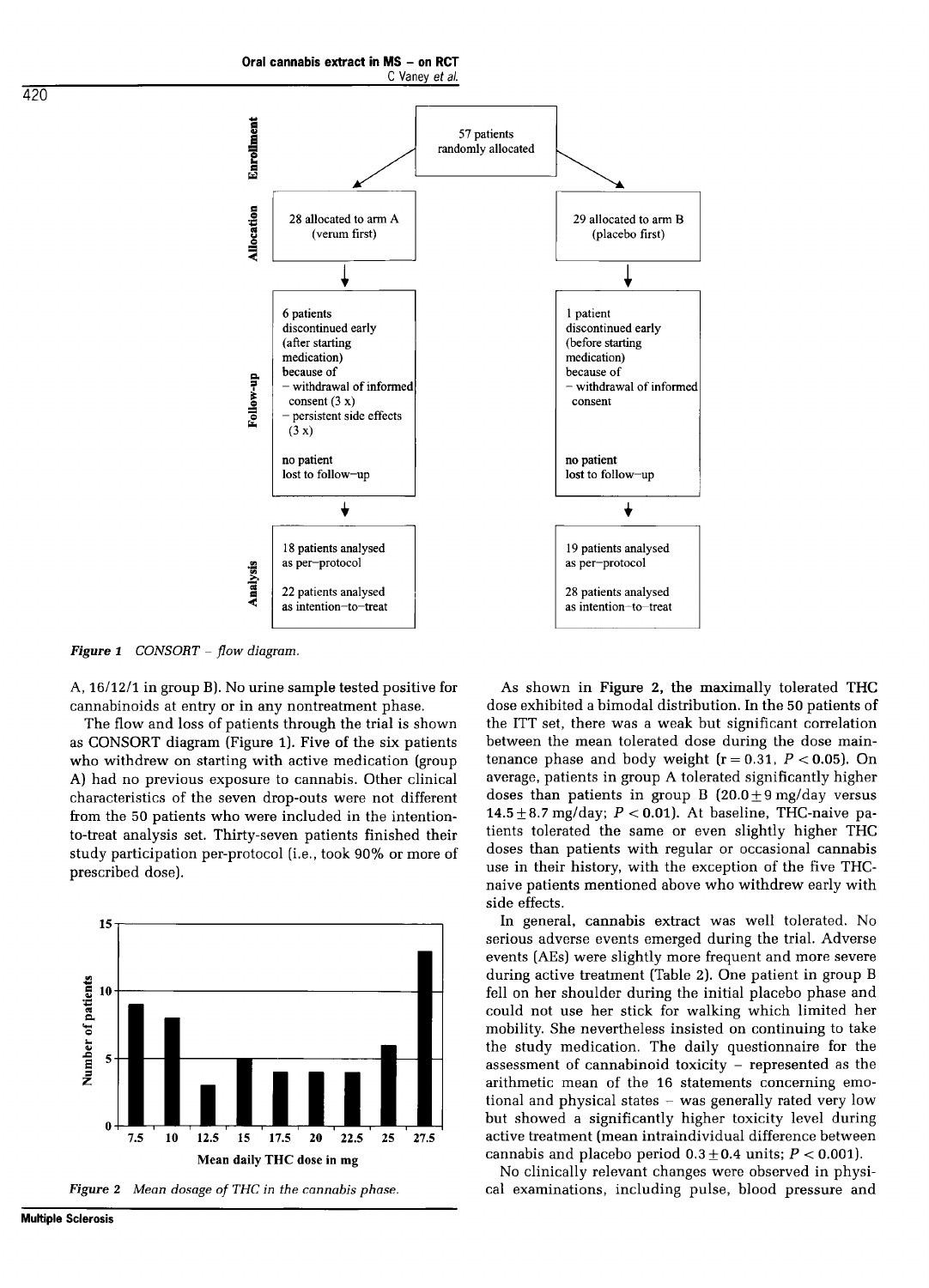57 patients randomly allocated

| | Arm A | Arm B |
|---|---|---|
| **Enrollment** | 57 patients randomly allocated | |
| **Allocation** | 28 allocated to arm A (verum first) | 29 allocated to arm B (placebo first) |
| **Follow-up** | 6 patients discontinued early (after starting medication) because of – withdrawal of informed consent (3 x) – persistent side effects (3 x); no patient lost to follow-up | 1 patient discontinued early (before starting medication) because of – withdrawal of informed consent; no patient lost to follow-up |
| **Analysis** | 18 patients analysed as per-protocol; 22 patients analysed as intention-to-treat | 19 patients analysed as per-protocol; 28 patients analysed as intention-to-treat |

*Figure 1* CONSORT – flow diagram.

A, 16/12/1 in group B). No urine sample tested positive for cannabinoids at entry or in any nontreatment phase.

The flow and loss of patients through the trial is shown as CONSORT diagram (Figure 1). Five of the six patients who withdrew on starting with active medication (group A) had no previous exposure to cannabis. Other clinical characteristics of the seven drop-outs were not different from the 50 patients who were included in the intention-to-treat analysis set. Thirty-seven patients finished their study participation per-protocol (i.e., took 90% or more of prescribed dose).

| Mean daily THC dose in mg | 7.5 | 10 | 12.5 | 15 | 17.5 | 20 | 22.5 | 25 | 27.5 |
|---|---|---|---|---|---|---|---|---|---|
| Number of patients | 9 | 8 | 3 | 5 | 4 | 4 | 4 | 6 | 13 |

*Figure 2* Mean dosage of THC in the cannabis phase.

As shown in **Figure 2, the maximally tolerated THC** dose exhibited a bimodal distribution. In the 50 patients of the ITT set, there was a weak but significant correlation between the mean tolerated dose during the dose maintenance phase and body weight ($r = 0.31$, $P < 0.05$). On average, patients in group A tolerated significantly higher doses than patients in group B ($20.0 \pm 9$ mg/day versus $14.5 \pm 8.7$ mg/day; $P < 0.01$). At baseline, THC-naive patients tolerated the same or even slightly higher THC doses than patients with regular or occasional cannabis use in their history, with the exception of the five THC-naive patients mentioned above who withdrew early with side effects.

In general, cannabis extract was well tolerated. No serious adverse events emerged during the trial. Adverse events (AEs) were slightly more frequent and more severe during active treatment (Table 2). One patient in group B fell on her shoulder during the initial placebo phase and could not use her stick for walking which limited her mobility. She nevertheless insisted on continuing to take the study medication. The daily questionnaire for the assessment of cannabinoid toxicity – represented as the arithmetic mean of the 16 statements concerning emotional and physical states – was generally rated very low but showed a significantly higher toxicity level during active treatment (mean intraindividual difference between cannabis and placebo period $0.3 \pm 0.4$ units; $P < 0.001$).

No clinically relevant changes were observed in physical examinations, including pulse, blood pressure and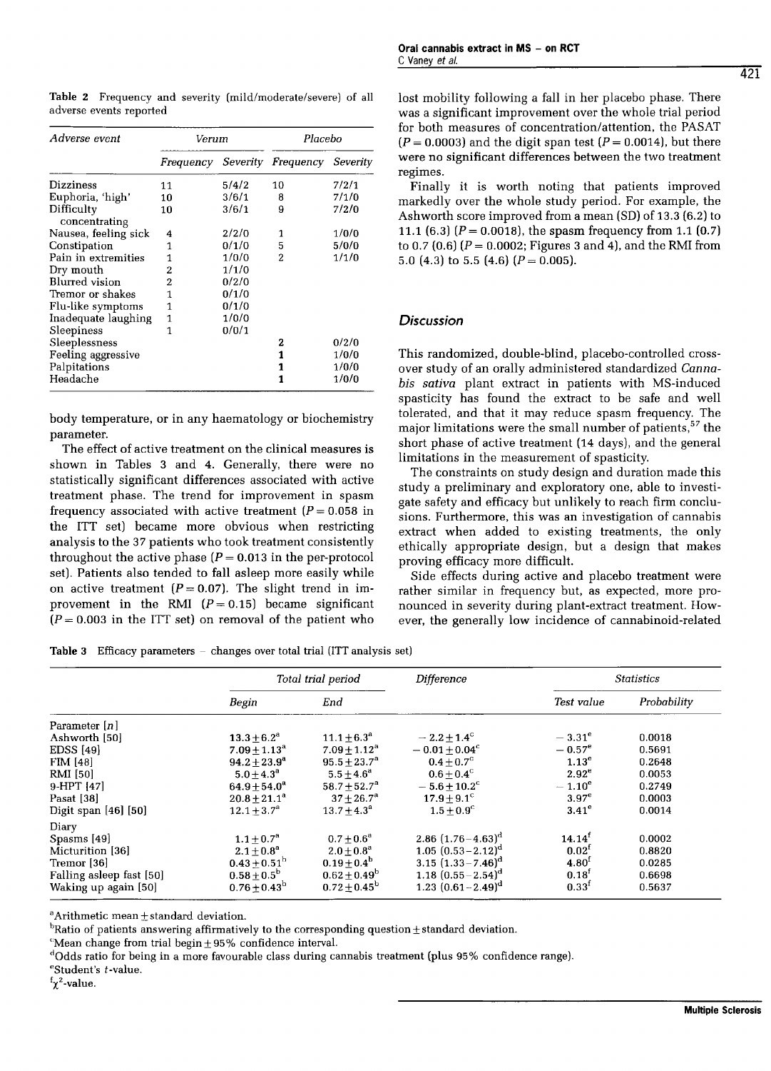**Table 2** Frequency and severity (mild/moderate/severe) of all adverse events reported

| Adverse event | Verum | | Placebo | |
|---|---|---|---|---|
| | Frequency | Severity | Frequency | Severity |
| Dizziness | 11 | 5/4/2 | 10 | 7/2/1 |
| Euphoria, 'high' | 10 | 3/6/1 | 8 | 7/1/0 |
| Difficulty concentrating | 10 | 3/6/1 | 9 | 7/2/0 |
| Nausea, feeling sick | 4 | 2/2/0 | 1 | 1/0/0 |
| Constipation | 1 | 0/1/0 | 5 | 5/0/0 |
| Pain in extremities | 1 | 1/0/0 | 2 | 1/1/0 |
| Dry mouth | 2 | 1/1/0 | | |
| Blurred vision | 2 | 0/2/0 | | |
| Tremor or shakes | 1 | 0/1/0 | | |
| Flu-like symptoms | 1 | 0/1/0 | | |
| Inadequate laughing | 1 | 1/0/0 | | |
| Sleepiness | 1 | 0/0/1 | | |
| Sleeplessness | | | 2 | 0/2/0 |
| Feeling aggressive | | | 1 | 1/0/0 |
| Palpitations | | | 1 | 1/0/0 |
| Headache | | | 1 | 1/0/0 |

body temperature, or in any haematology or biochemistry parameter.

The effect of active treatment on the clinical measures is shown in Tables 3 and 4. Generally, there were no statistically significant differences associated with active treatment phase. The trend for improvement in spasm frequency associated with active treatment ($P = 0.058$ in the ITT set) became more obvious when restricting analysis to the 37 patients who took treatment consistently throughout the active phase ($P = 0.013$ in the per-protocol set). Patients also tended to fall asleep more easily while on active treatment ($P = 0.07$). The slight trend in improvement in the RMI ($P = 0.15$) became significant ($P = 0.003$ in the ITT set) on removal of the patient who lost mobility following a fall in her placebo phase. There was a significant improvement over the whole trial period for both measures of concentration/attention, the PASAT ($P = 0.0003$) and the digit span test ($P = 0.0014$), but there were no significant differences between the two treatment regimes.

Finally it is worth noting that patients improved markedly over the whole study period. For example, the Ashworth score improved from a mean (SD) of 13.3 (6.2) to 11.1 (6.3) ($P = 0.0018$), the spasm frequency from 1.1 (0.7) to 0.7 (0.6) ($P = 0.0002$; Figures 3 and 4), and the RMI from 5.0 (4.3) to 5.5 (4.6) ($P = 0.005$).

## Discussion

This randomized, double-blind, placebo-controlled crossover study of an orally administered standardized *Cannabis sativa* plant extract in patients with MS-induced spasticity has found the extract to be safe and well tolerated, and that it may reduce spasm frequency. The major limitations were the small number of patients,[57] the short phase of active treatment (14 days), and the general limitations in the measurement of spasticity.

The constraints on study design and duration made this study a preliminary and exploratory one, able to investigate safety and efficacy but unlikely to reach firm conclusions. Furthermore, this was an investigation of cannabis extract when added to existing treatments, the only ethically appropriate design, but a design that makes proving efficacy more difficult.

Side effects during active and placebo treatment were rather similar in frequency but, as expected, more pronounced in severity during plant-extract treatment. However, the generally low incidence of cannabinoid-related

**Table 3** Efficacy parameters – changes over total trial (ITT analysis set)

| | Total trial period | | Difference | Statistics | |
|---|---|---|---|---|---|
| | Begin | End | | Test value | Probability |
| Parameter [n] | | | | | |
| Ashworth [50] | 13.3±6.2[a] | 11.1±6.3[a] | −2.2±1.4[c] | −3.31[e] | 0.0018 |
| EDSS [49] | 7.09±1.13[a] | 7.09±1.12[a] | −0.01±0.04[c] | −0.57[e] | 0.5691 |
| FIM [48] | 94.2±23.9[a] | 95.5±23.7[a] | 0.4±0.7[c] | 1.13[e] | 0.2648 |
| RMI [50] | 5.0±4.3[a] | 5.5±4.6[a] | 0.6±0.4[c] | 2.92[e] | 0.0053 |
| 9-HPT [47] | 64.9±54.0[a] | 58.7±52.7[a] | −5.6±10.2[c] | −1.10[e] | 0.2749 |
| Pasat [38] | 20.8±21.1[a] | 37±26.7[a] | 17.9±9.1[c] | 3.97[e] | 0.0003 |
| Digit span [46] [50] | 12.1±3.7[a] | 13.7±4.3[a] | 1.5±0.9[c] | 3.41[e] | 0.0014 |
| Diary | | | | | |
| Spasms [49] | 1.1±0.7[a] | 0.7±0.6[a] | 2.86 (1.76–4.63)[d] | 14.14[f] | 0.0002 |
| Micturition [36] | 2.1±0.8[a] | 2.0±0.8[a] | 1.05 (0.53–2.12)[d] | 0.02[f] | 0.8820 |
| Tremor [36] | 0.43±0.51[b] | 0.19±0.4[b] | 3.15 (1.33–7.46)[d] | 4.80[f] | 0.0285 |
| Falling asleep fast [50] | 0.58±0.5[b] | 0.62±0.49[b] | 1.18 (0.55–2.54)[d] | 0.18[f] | 0.6698 |
| Waking up again [50] | 0.76±0.43[b] | 0.72±0.45[b] | 1.23 (0.61–2.49)[d] | 0.33[f] | 0.5637 |

[a]Arithmetic mean ± standard deviation.
[b]Ratio of patients answering affirmatively to the corresponding question ± standard deviation.
[c]Mean change from trial begin ± 95% confidence interval.
[d]Odds ratio for being in a more favourable class during cannabis treatment (plus 95% confidence range).
[e]Student's $t$-value.
[f]$\chi^2$-value.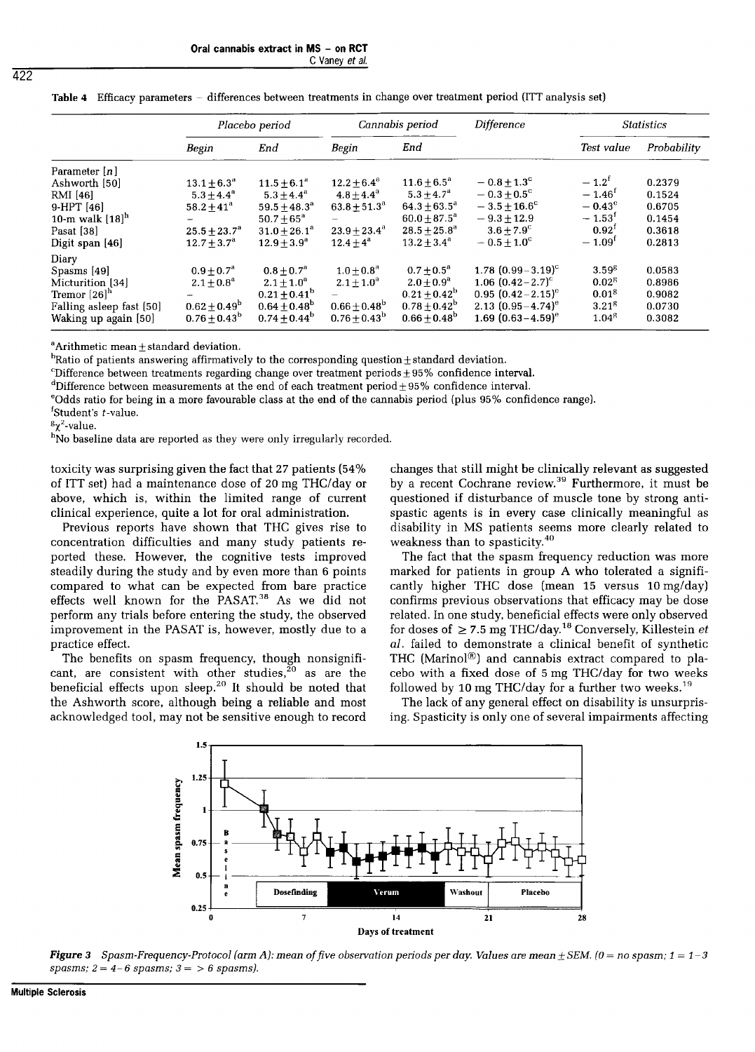**Table 4** Efficacy parameters – differences between treatments in change over treatment period (ITT analysis set)

| | Placebo period | | Cannabis period | | Difference | Statistics | |
|---|---|---|---|---|---|---|---|
| | Begin | End | Begin | End | | Test value | Probability |
| Parameter [n] | | | | | | | |
| Ashworth [50] | 13.1±6.3[a] | 11.5±6.1[a] | 12.2±6.4[a] | 11.6±6.5[a] | −0.8±1.3[c] | −1.2[f] | 0.2379 |
| RMI [46] | 5.3±4.4[a] | 5.3±4.4[a] | 4.8±4.4[a] | 5.3±4.7[a] | −0.3±0.5[c] | −1.46[f] | 0.1524 |
| 9-HPT [46] | 58.2±41[a] | 59.5±48.3[a] | 63.8±51.3[a] | 64.3±63.5[a] | −3.5±16.6[c] | −0.43[c] | 0.6705 |
| 10-m walk [18][h] | – | 50.7±65[a] | – | 60.0±87.5[a] | −9.3±12.9 | −1.53[f] | 0.1454 |
| Pasat [38] | 25.5±23.7[a] | 31.0±26.1[a] | 23.9±23.4[a] | 28.5±25.8[a] | 3.6±7.9[c] | 0.92[f] | 0.3618 |
| Digit span [46] | 12.7±3.7[a] | 12.9±3.9[a] | 12.4±4[a] | 13.2±3.4[a] | −0.5±1.0[c] | −1.09[f] | 0.2813 |
| Diary | | | | | | | |
| Spasms [49] | 0.9±0.7[a] | 0.8±0.7[a] | 1.0±0.8[a] | 0.7±0.5[a] | 1.78 (0.99–3.19)[c] | 3.59[g] | 0.0583 |
| Micturition [34] | 2.1±0.8[a] | 2.1±1.0[a] | 2.1±1.0[a] | 2.0±0.9[a] | 1.06 (0.42–2.7)[c] | 0.02[g] | 0.8986 |
| Tremor [26][h] | – | 0.21±0.41[b] | – | 0.21±0.42[b] | 0.95 (0.42–2.15)[c] | 0.01[g] | 0.9082 |
| Falling asleep fast [50] | 0.62±0.49[b] | 0.64±0.48[b] | 0.66±0.48[b] | 0.78±0.42[b] | 2.13 (0.95–4.74)[e] | 3.21[g] | 0.0730 |
| Waking up again [50] | 0.76±0.43[b] | 0.74±0.44[b] | 0.76±0.43[b] | 0.66±0.48[b] | 1.69 (0.63–4.59)[e] | 1.04[g] | 0.3082 |

[a]Arithmetic mean ± standard deviation.
[b]Ratio of patients answering affirmatively to the corresponding question ± standard deviation.
[c]Difference between treatments regarding change over treatment periods ± 95% confidence interval.
[d]Difference between measurements at the end of each treatment period ± 95% confidence interval.
[e]Odds ratio for being in a more favourable class at the end of the cannabis period (plus 95% confidence range).
[f]Student's $t$-value.
[g]$\chi^2$-value.
[h]No baseline data are reported as they were only irregularly recorded.

toxicity was surprising given the fact that 27 patients (54% of ITT set) had a maintenance dose of 20 mg THC/day or above, which is, within the limited range of current clinical experience, quite a lot for oral administration.

Previous reports have shown that THC gives rise to concentration difficulties and many study patients reported these. However, the cognitive tests improved steadily during the study and by even more than 6 points compared to what can be expected from bare practice effects well known for the PASAT.[38] As we did not perform any trials before entering the study, the observed improvement in the PASAT is, however, mostly due to a practice effect.

The benefits on spasm frequency, though nonsignificant, are consistent with other studies,[20] as are the beneficial effects upon sleep.[20] It should be noted that the Ashworth score, although being a reliable and most acknowledged tool, may not be sensitive enough to record changes that still might be clinically relevant as suggested by a recent Cochrane review.[39] Furthermore, it must be questioned if disturbance of muscle tone by strong antispastic agents is in every case clinically meaningful as disability in MS patients seems more clearly related to weakness than to spasticity.[40]

The fact that the spasm frequency reduction was more marked for patients in group A who tolerated a significantly higher THC dose (mean 15 versus 10 mg/day) confirms previous observations that efficacy may be dose related. In one study, beneficial effects were only observed for doses of ≥ 7.5 mg THC/day.[18] Conversely, Killestein *et al.* failed to demonstrate a clinical benefit of synthetic THC (Marinol®) and cannabis extract compared to placebo with a fixed dose of 5 mg THC/day for two weeks followed by 10 mg THC/day for a further two weeks.[19]

The lack of any general effect on disability is unsurprising. Spasticity is only one of several impairments affecting

***Figure 3*** *Spasm-Frequency-Protocol (arm A): mean of five observation periods per day. Values are mean ± SEM. (0 = no spasm; 1 = 1–3 spasms; 2 = 4–6 spasms; 3 = > 6 spasms).*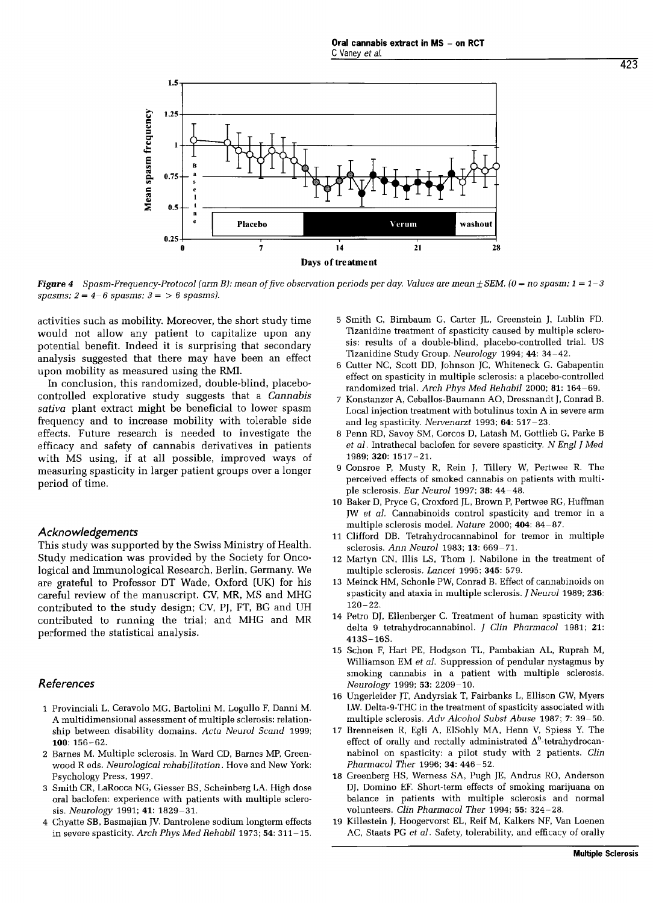Figure 4 *Spasm-Frequency-Protocol (arm B): mean of five observation periods per day. Values are mean ± SEM. (0 = no spasm; 1 = 1–3 spasms; 2 = 4–6 spasms; 3 = > 6 spasms).*

activities such as mobility. Moreover, the short study time would not allow any patient to capitalize upon any potential benefit. Indeed it is surprising that secondary analysis suggested that there may have been an effect upon mobility as measured using the RMI.

In conclusion, this randomized, double-blind, placebo-controlled explorative study suggests that a *Cannabis sativa* plant extract might be beneficial to lower spasm frequency and to increase mobility with tolerable side effects. Future research is needed to investigate the efficacy and safety of cannabis derivatives in patients with MS using, if at all possible, improved ways of measuring spasticity in larger patient groups over a longer period of time.

## Acknowledgements

This study was supported by the Swiss Ministry of Health. Study medication was provided by the Society for Oncological and Immunological Research, Berlin, Germany. We are grateful to Professor DT Wade, Oxford (UK) for his careful review of the manuscript. CV, MR, MS and MHG contributed to the study design; CV, PJ, FT, BG and UH contributed to running the trial; and MHG and MR performed the statistical analysis.

## References

1. Provinciali L, Ceravolo MG, Bartolini M, Logullo F, Danni M. A multidimensional assessment of multiple sclerosis: relationship between disability domains. *Acta Neurol Scand* 1999; **100**: 156–62.
2. Barnes M. Multiple sclerosis. In Ward CD, Barnes MP, Greenwood R eds. *Neurological rehabilitation*. Hove and New York: Psychology Press, 1997.
3. Smith CR, LaRocca NG, Giesser BS, Scheinberg LA. High dose oral baclofen: experience with patients with multiple sclerosis. *Neurology* 1991; **41**: 1829–31.
4. Chyatte SB, Basmajian JV. Dantrolene sodium longterm effects in severe spasticity. *Arch Phys Med Rehabil* 1973; **54**: 311–15.
5. Smith C, Birnbaum G, Carter JL, Greenstein J, Lublin FD. Tizanidine treatment of spasticity caused by multiple sclerosis: results of a double-blind, placebo-controlled trial. US Tizanidine Study Group. *Neurology* 1994; **44**: 34–42.
6. Cutter NC, Scott DD, Johnson JC, Whiteneck G. Gabapentin effect on spasticity in multiple sclerosis: a placebo-controlled randomized trial. *Arch Phys Med Rehabil* 2000; **81**: 164–69.
7. Konstanzer A, Ceballos-Baumann AO, Dressnandt J, Conrad B. Local injection treatment with botulinus toxin A in severe arm and leg spasticity. *Nervenarzt* 1993; **64**: 517–23.
8. Penn RD, Savoy SM, Corcos D, Latash M, Gottlieb G, Parke B *et al*. Intrathecal baclofen for severe spasticity. *N Engl J Med* 1989; **320**: 1517–21.
9. Consroe P, Musty R, Rein J, Tillery W, Pertwee R. The perceived effects of smoked cannabis on patients with multiple sclerosis. *Eur Neurol* 1997; **38**: 44–48.
10. Baker D, Pryce G, Croxford JL, Brown P, Pertwee RG, Huffman JW *et al*. Cannabinoids control spasticity and tremor in a multiple sclerosis model. *Nature* 2000; **404**: 84–87.
11. Clifford DB. Tetrahydrocannabinol for tremor in multiple sclerosis. *Ann Neurol* 1983; **13**: 669–71.
12. Martyn CN, Illis LS, Thom J. Nabilone in the treatment of multiple sclerosis. *Lancet* 1995; **345**: 579.
13. Meinck HM, Schonle PW, Conrad B. Effect of cannabinoids on spasticity and ataxia in multiple sclerosis. *J Neurol* 1989; **236**: 120–22.
14. Petro DJ, Ellenberger C. Treatment of human spasticity with delta 9 tetrahydrocannabinol. *J Clin Pharmacol* 1981; **21**: 413S–16S.
15. Schon F, Hart PE, Hodgson TL, Pambakian AL, Ruprah M, Williamson EM *et al*. Suppression of pendular nystagmus by smoking cannabis in a patient with multiple sclerosis. *Neurology* 1999; **53**: 2209–10.
16. Ungerleider JT, Andyrsiak T, Fairbanks L, Ellison GW, Myers LW. Delta-9-THC in the treatment of spasticity associated with multiple sclerosis. *Adv Alcohol Subst Abuse* 1987; **7**: 39–50.
17. Brenneisen R, Egli A, ElSohly MA, Henn V, Spiess Y. The effect of orally and rectally administrated $\Delta^9$-tetrahydrocannabinol on spasticity: a pilot study with 2 patients. *Clin Pharmacol Ther* 1996; **34**: 446–52.
18. Greenberg HS, Werness SA, Pugh JE, Andrus RO, Anderson DJ, Domino EF. Short-term effects of smoking marijuana on balance in patients with multiple sclerosis and normal volunteers. *Clin Pharmacol Ther* 1994; **55**: 324–28.
19. Killestein J, Hoogervorst EL, Reif M, Kalkers NF, Van Loenen AC, Staats PG *et al*. Safety, tolerability, and efficacy of orally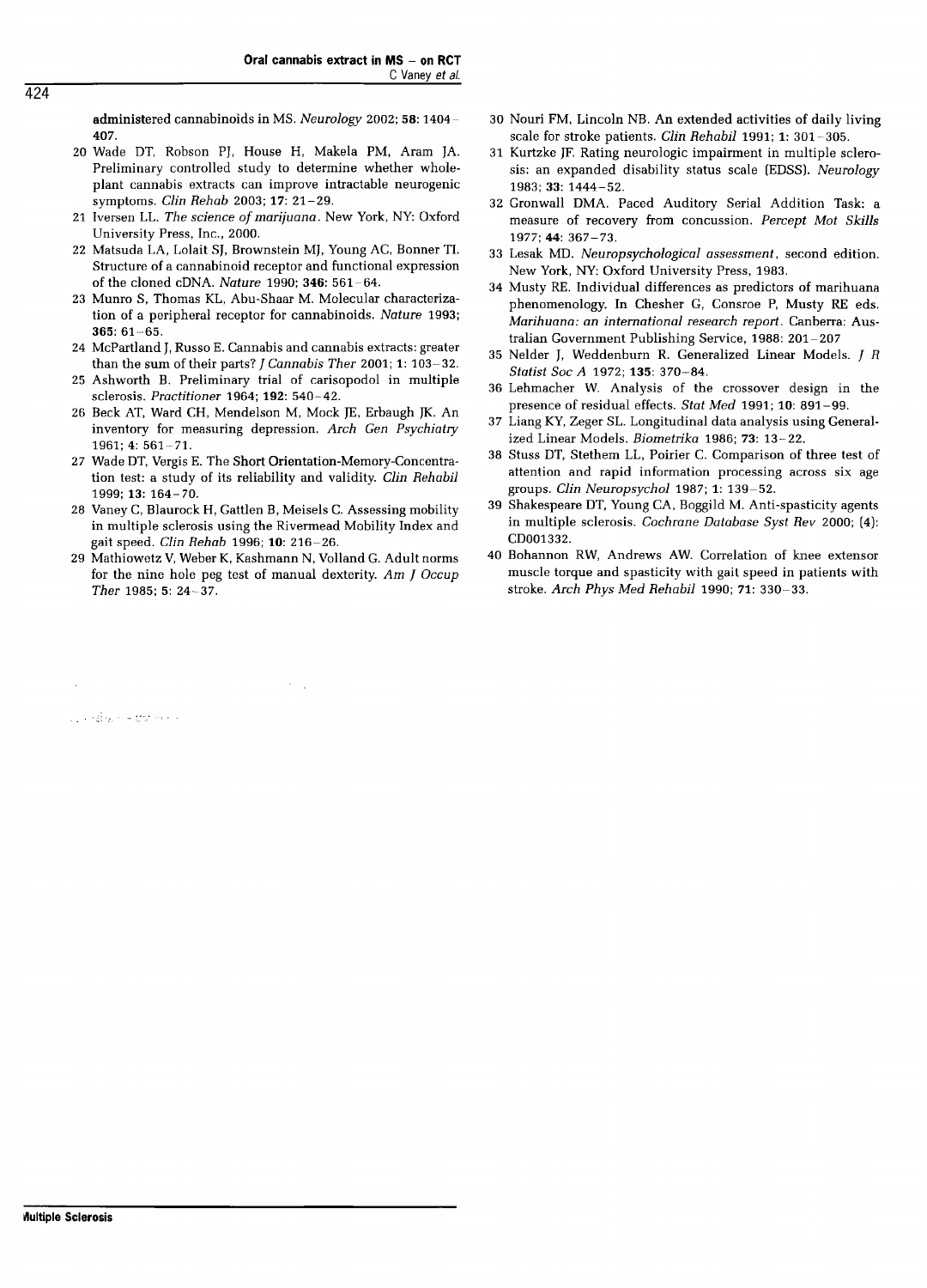administered cannabinoids in MS. *Neurology* 2002; **58**: 1404–407.

20 Wade DT, Robson PJ, House H, Makela PM, Aram JA. Preliminary controlled study to determine whether whole-plant cannabis extracts can improve intractable neurogenic symptoms. *Clin Rehab* 2003; **17**: 21–29.

21 Iversen LL. *The science of marijuana*. New York, NY: Oxford University Press, Inc., 2000.

22 Matsuda LA, Lolait SJ, Brownstein MJ, Young AC, Bonner TI. Structure of a cannabinoid receptor and functional expression of the cloned cDNA. *Nature* 1990; **346**: 561–64.

23 Munro S, Thomas KL, Abu-Shaar M. Molecular characterization of a peripheral receptor for cannabinoids. *Nature* 1993; **365**: 61–65.

24 McPartland J, Russo E. Cannabis and cannabis extracts: greater than the sum of their parts? *J Cannabis Ther* 2001; **1**: 103–32.

25 Ashworth B. Preliminary trial of carisopodol in multiple sclerosis. *Practitioner* 1964; **192**: 540–42.

26 Beck AT, Ward CH, Mendelson M, Mock JE, Erbaugh JK. An inventory for measuring depression. *Arch Gen Psychiatry* 1961; **4**: 561–71.

27 Wade DT, Vergis E. The Short Orientation-Memory-Concentration test: a study of its reliability and validity. *Clin Rehabil* 1999; **13**: 164–70.

28 Vaney C, Blaurock H, Gattlen B, Meisels C. Assessing mobility in multiple sclerosis using the Rivermead Mobility Index and gait speed. *Clin Rehab* 1996; **10**: 216–26.

29 Mathiowetz V, Weber K, Kashmann N, Volland G. Adult norms for the nine hole peg test of manual dexterity. *Am J Occup Ther* 1985; **5**: 24–37.

30 Nouri FM, Lincoln NB. An extended activities of daily living scale for stroke patients. *Clin Rehabil* 1991; **1**: 301–305.

31 Kurtzke JF. Rating neurologic impairment in multiple sclerosis: an expanded disability status scale (EDSS). *Neurology* 1983; **33**: 1444–52.

32 Gronwall DMA. Paced Auditory Serial Addition Task: a measure of recovery from concussion. *Percept Mot Skills* 1977; **44**: 367–73.

33 Lesak MD. *Neuropsychological assessment*, second edition. New York, NY: Oxford University Press, 1983.

34 Musty RE. Individual differences as predictors of marihuana phenomenology. In Chesher G, Consroe P, Musty RE eds. *Marihuana: an international research report*. Canberra: Australian Government Publishing Service, 1988: 201–207

35 Nelder J, Weddenburn R. Generalized Linear Models. *J R Statist Soc A* 1972; **135**: 370–84.

36 Lehmacher W. Analysis of the crossover design in the presence of residual effects. *Stat Med* 1991; **10**: 891–99.

37 Liang KY, Zeger SL. Longitudinal data analysis using Generalized Linear Models. *Biometrika* 1986; **73**: 13–22.

38 Stuss DT, Stethem LL, Poirier C. Comparison of three test of attention and rapid information processing across six age groups. *Clin Neuropsychol* 1987; **1**: 139–52.

39 Shakespeare DT, Young CA, Boggild M. Anti-spasticity agents in multiple sclerosis. *Cochrane Database Syst Rev* 2000; (4): CD001332.

40 Bohannon RW, Andrews AW. Correlation of knee extensor muscle torque and spasticity with gait speed in patients with stroke. *Arch Phys Med Rehabil* 1990; **71**: 330–33.